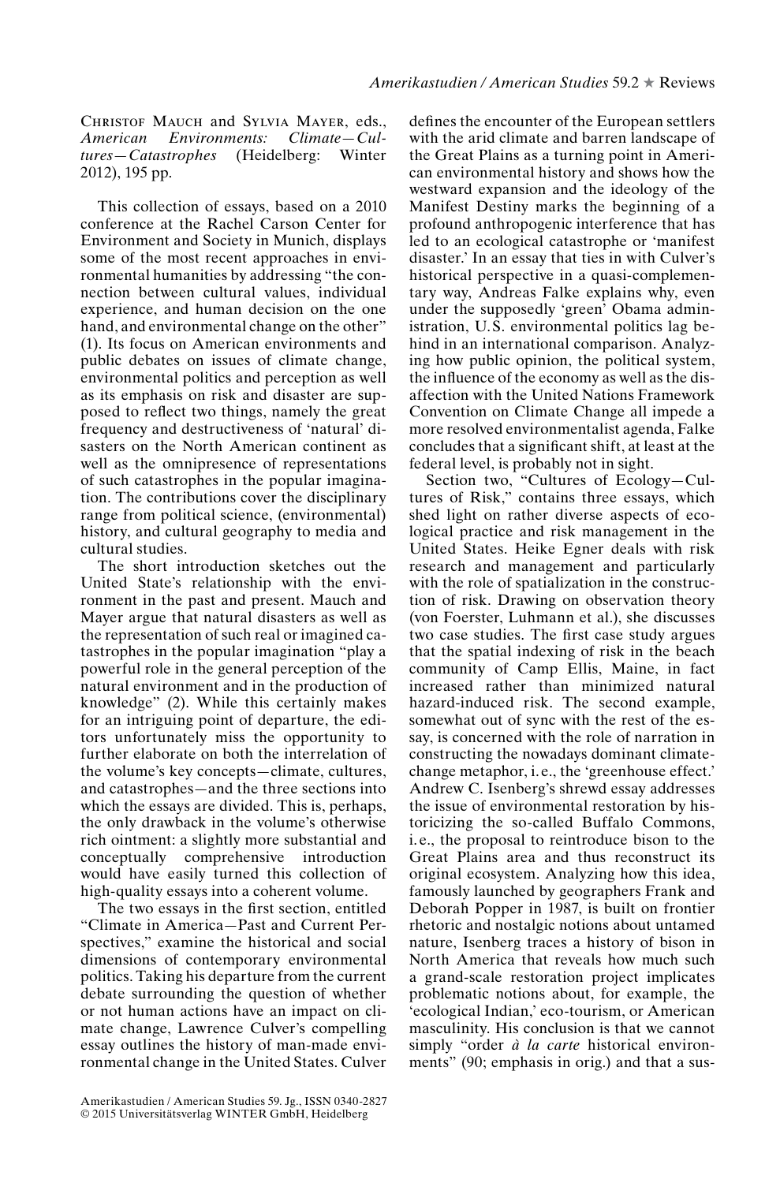Christof Mauch and Sylvia Mayer, eds., *American Environments: Climate—Cultures—Catastrophes* (Heidelberg: Winter 2012), 195 pp.

This collection of essays, based on a 2010 conference at the Rachel Carson Center for Environment and Society in Munich, displays some of the most recent approaches in environmental humanities by addressing "the connection between cultural values, individual experience, and human decision on the one hand, and environmental change on the other" (1). Its focus on American environments and public debates on issues of climate change, environmental politics and perception as well as its emphasis on risk and disaster are supposed to reflect two things, namely the great frequency and destructiveness of 'natural' disasters on the North American continent as well as the omnipresence of representations of such catastrophes in the popular imagination. The contributions cover the disciplinary range from political science, (environmental) history, and cultural geography to media and cultural studies.

The short introduction sketches out the United State's relationship with the environment in the past and present. Mauch and Mayer argue that natural disasters as well as the representation of such real or imagined catastrophes in the popular imagination "play a powerful role in the general perception of the natural environment and in the production of knowledge" (2). While this certainly makes for an intriguing point of departure, the editors unfortunately miss the opportunity to further elaborate on both the interrelation of the volume's key concepts—climate, cultures, and catastrophes—and the three sections into which the essays are divided. This is, perhaps, the only drawback in the volume's otherwise rich ointment: a slightly more substantial and conceptually comprehensive introduction would have easily turned this collection of high-quality essays into a coherent volume.

The two essays in the first section, entitled "Climate in America—Past and Current Perspectives," examine the historical and social dimensions of contemporary environmental politics. Taking his departure from the current debate surrounding the question of whether or not human actions have an impact on climate change, Lawrence Culver's compelling essay outlines the history of man-made environmental change in the United States. Culver defines the encounter of the European settlers with the arid climate and barren landscape of the Great Plains as a turning point in American environmental history and shows how the westward expansion and the ideology of the Manifest Destiny marks the beginning of a profound anthropogenic interference that has led to an ecological catastrophe or 'manifest disaster.' In an essay that ties in with Culver's historical perspective in a quasi-complementary way, Andreas Falke explains why, even under the supposedly 'green' Obama administration, U.S. environmental politics lag behind in an international comparison. Analyzing how public opinion, the political system, the influence of the economy as well as the disaffection with the United Nations Framework Convention on Climate Change all impede a more resolved environmentalist agenda, Falke concludes that a significant shift, at least at the federal level, is probably not in sight.

Section two, "Cultures of Ecology—Cultures of Risk," contains three essays, which shed light on rather diverse aspects of ecological practice and risk management in the United States. Heike Egner deals with risk research and management and particularly with the role of spatialization in the construction of risk. Drawing on observation theory (von Foerster, Luhmann et al.), she discusses two case studies. The first case study argues that the spatial indexing of risk in the beach community of Camp Ellis, Maine, in fact increased rather than minimized natural hazard-induced risk. The second example, somewhat out of sync with the rest of the essay, is concerned with the role of narration in constructing the nowadays dominant climate-change metaphor, i.e., the 'greenhouse effect.' Andrew C. Isenberg's shrewd essay addresses the issue of environmental restoration by historicizing the so-called Buffalo Commons, i.e., the proposal to reintroduce bison to the Great Plains area and thus reconstruct its original ecosystem. Analyzing how this idea, famously launched by geographers Frank and Deborah Popper in 1987, is built on frontier rhetoric and nostalgic notions about untamed nature, Isenberg traces a history of bison in North America that reveals how much such a grand-scale restoration project implicates problematic notions about, for example, the 'ecological Indian,' eco-tourism, or American masculinity. His conclusion is that we cannot simply "order *à la carte* historical environments" (90; emphasis in orig.) and that a sus-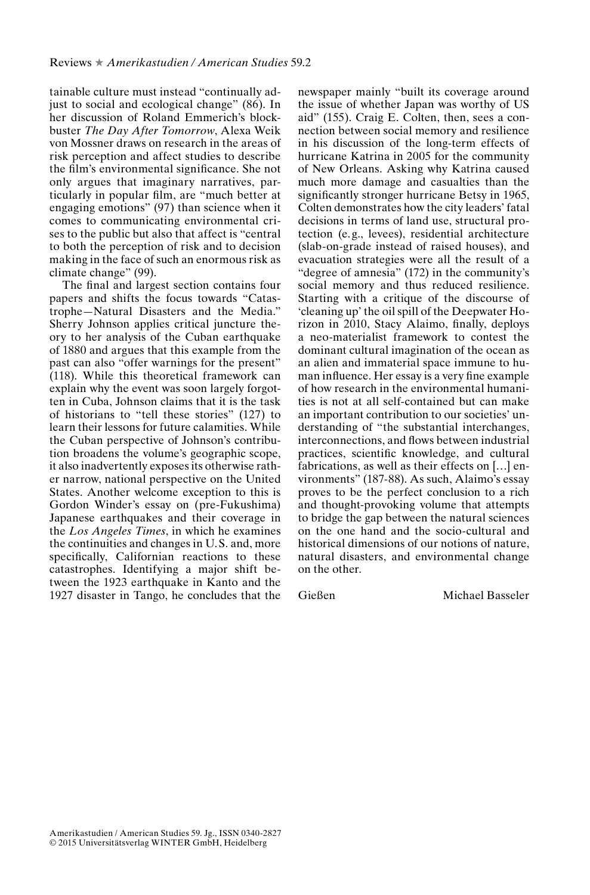tainable culture must instead "continually adjust to social and ecological change" (86). In her discussion of Roland Emmerich's blockbuster *The Day After Tomorrow*, Alexa Weik von Mossner draws on research in the areas of risk perception and affect studies to describe the film's environmental significance. She not only argues that imaginary narratives, particularly in popular film, are "much better at engaging emotions" (97) than science when it comes to communicating environmental crises to the public but also that affect is "central to both the perception of risk and to decision making in the face of such an enormous risk as climate change" (99).

The final and largest section contains four papers and shifts the focus towards "Catastrophe—Natural Disasters and the Media." Sherry Johnson applies critical juncture theory to her analysis of the Cuban earthquake of 1880 and argues that this example from the past can also "offer warnings for the present" (118). While this theoretical framework can explain why the event was soon largely forgotten in Cuba, Johnson claims that it is the task of historians to "tell these stories" (127) to learn their lessons for future calamities. While the Cuban perspective of Johnson's contribution broadens the volume's geographic scope, it also inadvertently exposes its otherwise rather narrow, national perspective on the United States. Another welcome exception to this is Gordon Winder's essay on (pre-Fukushima) Japanese earthquakes and their coverage in the *Los Angeles Times*, in which he examines the continuities and changes in U.S. and, more specifically, Californian reactions to these catastrophes. Identifying a major shift between the 1923 earthquake in Kanto and the 1927 disaster in Tango, he concludes that the newspaper mainly "built its coverage around the issue of whether Japan was worthy of US aid" (155). Craig E. Colten, then, sees a connection between social memory and resilience in his discussion of the long-term effects of hurricane Katrina in 2005 for the community of New Orleans. Asking why Katrina caused much more damage and casualties than the significantly stronger hurricane Betsy in 1965, Colten demonstrates how the city leaders' fatal decisions in terms of land use, structural protection (e.g., levees), residential architecture (slab-on-grade instead of raised houses), and evacuation strategies were all the result of a "degree of amnesia" (172) in the community's social memory and thus reduced resilience. Starting with a critique of the discourse of 'cleaning up' the oil spill of the Deepwater Horizon in 2010, Stacy Alaimo, finally, deploys a neo-materialist framework to contest the dominant cultural imagination of the ocean as an alien and immaterial space immune to human influence. Her essay is a very fine example of how research in the environmental humanities is not at all self-contained but can make an important contribution to our societies' understanding of "the substantial interchanges, interconnections, and flows between industrial practices, scientific knowledge, and cultural fabrications, as well as their effects on […] environments" (187-88). As such, Alaimo's essay proves to be the perfect conclusion to a rich and thought-provoking volume that attempts to bridge the gap between the natural sciences on the one hand and the socio-cultural and historical dimensions of our notions of nature, natural disasters, and environmental change on the other.

Gießen Michael Basseler